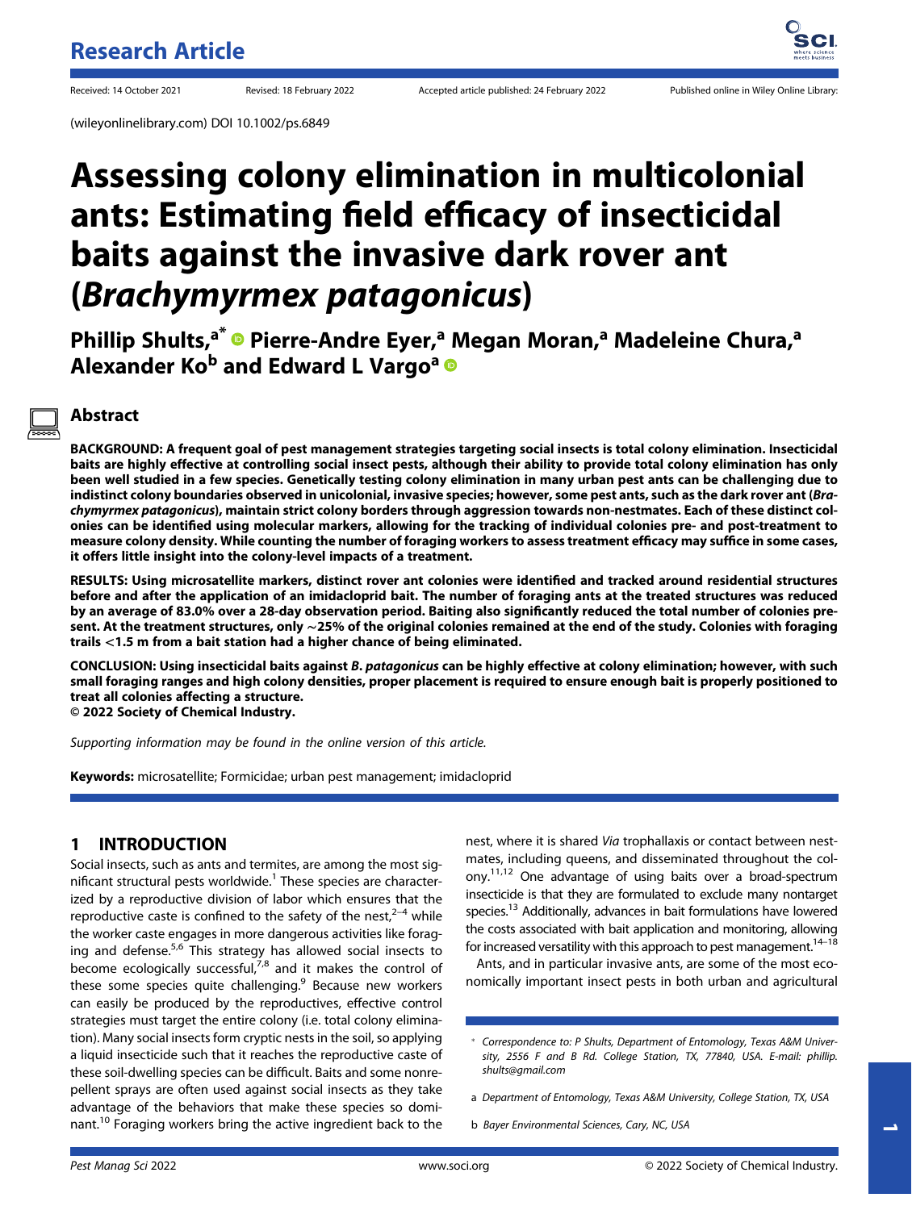Research Article

Received: 14 October 2021 Revised: 18 February 2022 Accepted article published: 24 February 2022 Published online in Wiley Online Library:

(wileyonlinelibrary.com) DOI 10.1002/ps.6849

# Assessing colony elimination in multicolonial ants: Estimating field efficacy of insecticidal baits against the invasive dark rover ant (*Brachymyrmex patagonicus*)

**Phillip Shults,[a*] Pierre-Andre Eyer,[a] Megan Moran,[a] Madeleine Chura,[a] Alexander Ko[b] and Edward L Vargo[a]**

## Abstract

**BACKGROUND: A frequent goal of pest management strategies targeting social insects is total colony elimination. Insecticidal baits are highly effective at controlling social insect pests, although their ability to provide total colony elimination has only been well studied in a few species. Genetically testing colony elimination in many urban pest ants can be challenging due to indistinct colony boundaries observed in unicolonial, invasive species; however, some pest ants, such as the dark rover ant (*Brachymyrmex patagonicus*), maintain strict colony borders through aggression towards non-nestmates. Each of these distinct colonies can be identified using molecular markers, allowing for the tracking of individual colonies pre- and post-treatment to measure colony density. While counting the number of foraging workers to assess treatment efficacy may suffice in some cases, it offers little insight into the colony-level impacts of a treatment.**

**RESULTS: Using microsatellite markers, distinct rover ant colonies were identified and tracked around residential structures before and after the application of an imidacloprid bait. The number of foraging ants at the treated structures was reduced by an average of 83.0% over a 28-day observation period. Baiting also significantly reduced the total number of colonies present. At the treatment structures, only ∼25% of the original colonies remained at the end of the study. Colonies with foraging trails <1.5 m from a bait station had a higher chance of being eliminated.**

**CONCLUSION: Using insecticidal baits against *B. patagonicus* can be highly effective at colony elimination; however, with such small foraging ranges and high colony densities, proper placement is required to ensure enough bait is properly positioned to treat all colonies affecting a structure.**
**© 2022 Society of Chemical Industry.**

*Supporting information may be found in the online version of this article.*

**Keywords:** microsatellite; Formicidae; urban pest management; imidacloprid

## 1 INTRODUCTION

Social insects, such as ants and termites, are among the most significant structural pests worldwide.[1] These species are characterized by a reproductive division of labor which ensures that the reproductive caste is confined to the safety of the nest,[2–4] while the worker caste engages in more dangerous activities like foraging and defense.[5,6] This strategy has allowed social insects to become ecologically successful,[7,8] and it makes the control of these some species quite challenging.[9] Because new workers can easily be produced by the reproductives, effective control strategies must target the entire colony (i.e. total colony elimination). Many social insects form cryptic nests in the soil, so applying a liquid insecticide such that it reaches the reproductive caste of these soil-dwelling species can be difficult. Baits and some nonrepellent sprays are often used against social insects as they take advantage of the behaviors that make these species so dominant.[10] Foraging workers bring the active ingredient back to the nest, where it is shared *Via* trophallaxis or contact between nestmates, including queens, and disseminated throughout the colony.[11,12] One advantage of using baits over a broad-spectrum insecticide is that they are formulated to exclude many nontarget species.[13] Additionally, advances in bait formulations have lowered the costs associated with bait application and monitoring, allowing for increased versatility with this approach to pest management.[14–18]

Ants, and in particular invasive ants, are some of the most economically important insect pests in both urban and agricultural

---

\* Correspondence to: P Shults, Department of Entomology, Texas A&M University, 2556 F and B Rd. College Station, TX, 77840, USA. E-mail: phillip.shults@gmail.com

a Department of Entomology, Texas A&M University, College Station, TX, USA

b Bayer Environmental Sciences, Cary, NC, USA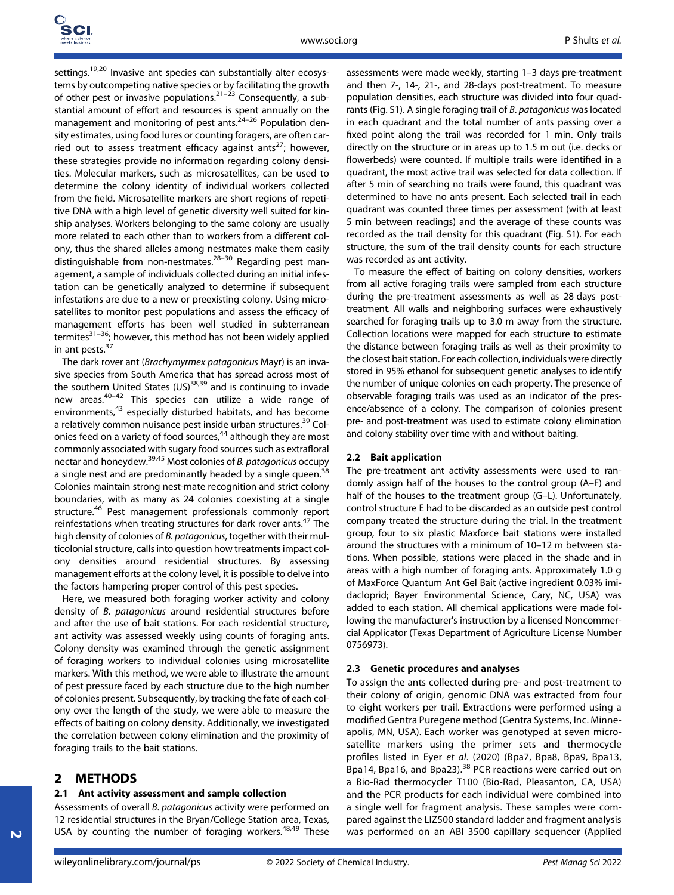settings.[19,20] Invasive ant species can substantially alter ecosystems by outcompeting native species or by facilitating the growth of other pest or invasive populations.[21–23] Consequently, a substantial amount of effort and resources is spent annually on the management and monitoring of pest ants.[24–26] Population density estimates, using food lures or counting foragers, are often carried out to assess treatment efficacy against ants[27]; however, these strategies provide no information regarding colony densities. Molecular markers, such as microsatellites, can be used to determine the colony identity of individual workers collected from the field. Microsatellite markers are short regions of repetitive DNA with a high level of genetic diversity well suited for kinship analyses. Workers belonging to the same colony are usually more related to each other than to workers from a different colony, thus the shared alleles among nestmates make them easily distinguishable from non-nestmates.[28–30] Regarding pest management, a sample of individuals collected during an initial infestation can be genetically analyzed to determine if subsequent infestations are due to a new or preexisting colony. Using microsatellites to monitor pest populations and assess the efficacy of management efforts has been well studied in subterranean termites[31–36]; however, this method has not been widely applied in ant pests.[37]

The dark rover ant (*Brachymyrmex patagonicus* Mayr) is an invasive species from South America that has spread across most of the southern United States (US)[38,39] and is continuing to invade new areas.[40–42] This species can utilize a wide range of environments,[43] especially disturbed habitats, and has become a relatively common nuisance pest inside urban structures.[39] Colonies feed on a variety of food sources,[44] although they are most commonly associated with sugary food sources such as extrafloral nectar and honeydew.[39,45] Most colonies of *B. patagonicus* occupy a single nest and are predominantly headed by a single queen.[38] Colonies maintain strong nest-mate recognition and strict colony boundaries, with as many as 24 colonies coexisting at a single structure.[46] Pest management professionals commonly report reinfestations when treating structures for dark rover ants.[47] The high density of colonies of *B. patagonicus*, together with their multicolonial structure, calls into question how treatments impact colony densities around residential structures. By assessing management efforts at the colony level, it is possible to delve into the factors hampering proper control of this pest species.

Here, we measured both foraging worker activity and colony density of *B. patagonicus* around residential structures before and after the use of bait stations. For each residential structure, ant activity was assessed weekly using counts of foraging ants. Colony density was examined through the genetic assignment of foraging workers to individual colonies using microsatellite markers. With this method, we were able to illustrate the amount of pest pressure faced by each structure due to the high number of colonies present. Subsequently, by tracking the fate of each colony over the length of the study, we were able to measure the effects of baiting on colony density. Additionally, we investigated the correlation between colony elimination and the proximity of foraging trails to the bait stations.

## 2 METHODS

### 2.1 Ant activity assessment and sample collection

Assessments of overall *B. patagonicus* activity were performed on 12 residential structures in the Bryan/College Station area, Texas, USA by counting the number of foraging workers.[48,49] These assessments were made weekly, starting 1–3 days pre-treatment and then 7-, 14-, 21-, and 28-days post-treatment. To measure population densities, each structure was divided into four quadrants (Fig. S1). A single foraging trail of *B. patagonicus* was located in each quadrant and the total number of ants passing over a fixed point along the trail was recorded for 1 min. Only trails directly on the structure or in areas up to 1.5 m out (i.e. decks or flowerbeds) were counted. If multiple trails were identified in a quadrant, the most active trail was selected for data collection. If after 5 min of searching no trails were found, this quadrant was determined to have no ants present. Each selected trail in each quadrant was counted three times per assessment (with at least 5 min between readings) and the average of these counts was recorded as the trail density for this quadrant (Fig. S1). For each structure, the sum of the trail density counts for each structure was recorded as ant activity.

To measure the effect of baiting on colony densities, workers from all active foraging trails were sampled from each structure during the pre-treatment assessments as well as 28 days post-treatment. All walls and neighboring surfaces were exhaustively searched for foraging trails up to 3.0 m away from the structure. Collection locations were mapped for each structure to estimate the distance between foraging trails as well as their proximity to the closest bait station. For each collection, individuals were directly stored in 95% ethanol for subsequent genetic analyses to identify the number of unique colonies on each property. The presence of observable foraging trails was used as an indicator of the presence/absence of a colony. The comparison of colonies present pre- and post-treatment was used to estimate colony elimination and colony stability over time with and without baiting.

### 2.2 Bait application

The pre-treatment ant activity assessments were used to randomly assign half of the houses to the control group (A–F) and half of the houses to the treatment group (G–L). Unfortunately, control structure E had to be discarded as an outside pest control company treated the structure during the trial. In the treatment group, four to six plastic Maxforce bait stations were installed around the structures with a minimum of 10–12 m between stations. When possible, stations were placed in the shade and in areas with a high number of foraging ants. Approximately 1.0 g of MaxForce Quantum Ant Gel Bait (active ingredient 0.03% imidacloprid; Bayer Environmental Science, Cary, NC, USA) was added to each station. All chemical applications were made following the manufacturer's instruction by a licensed Noncommercial Applicator (Texas Department of Agriculture License Number 0756973).

### 2.3 Genetic procedures and analyses

To assign the ants collected during pre- and post-treatment to their colony of origin, genomic DNA was extracted from four to eight workers per trail. Extractions were performed using a modified Gentra Puregene method (Gentra Systems, Inc. Minneapolis, MN, USA). Each worker was genotyped at seven microsatellite markers using the primer sets and thermocycle profiles listed in Eyer *et al*. (2020) (Bpa7, Bpa8, Bpa9, Bpa13, Bpa14, Bpa16, and Bpa23).[38] PCR reactions were carried out on a Bio-Rad thermocycler T100 (Bio-Rad, Pleasanton, CA, USA) and the PCR products for each individual were combined into a single well for fragment analysis. These samples were compared against the LIZ500 standard ladder and fragment analysis was performed on an ABI 3500 capillary sequencer (Applied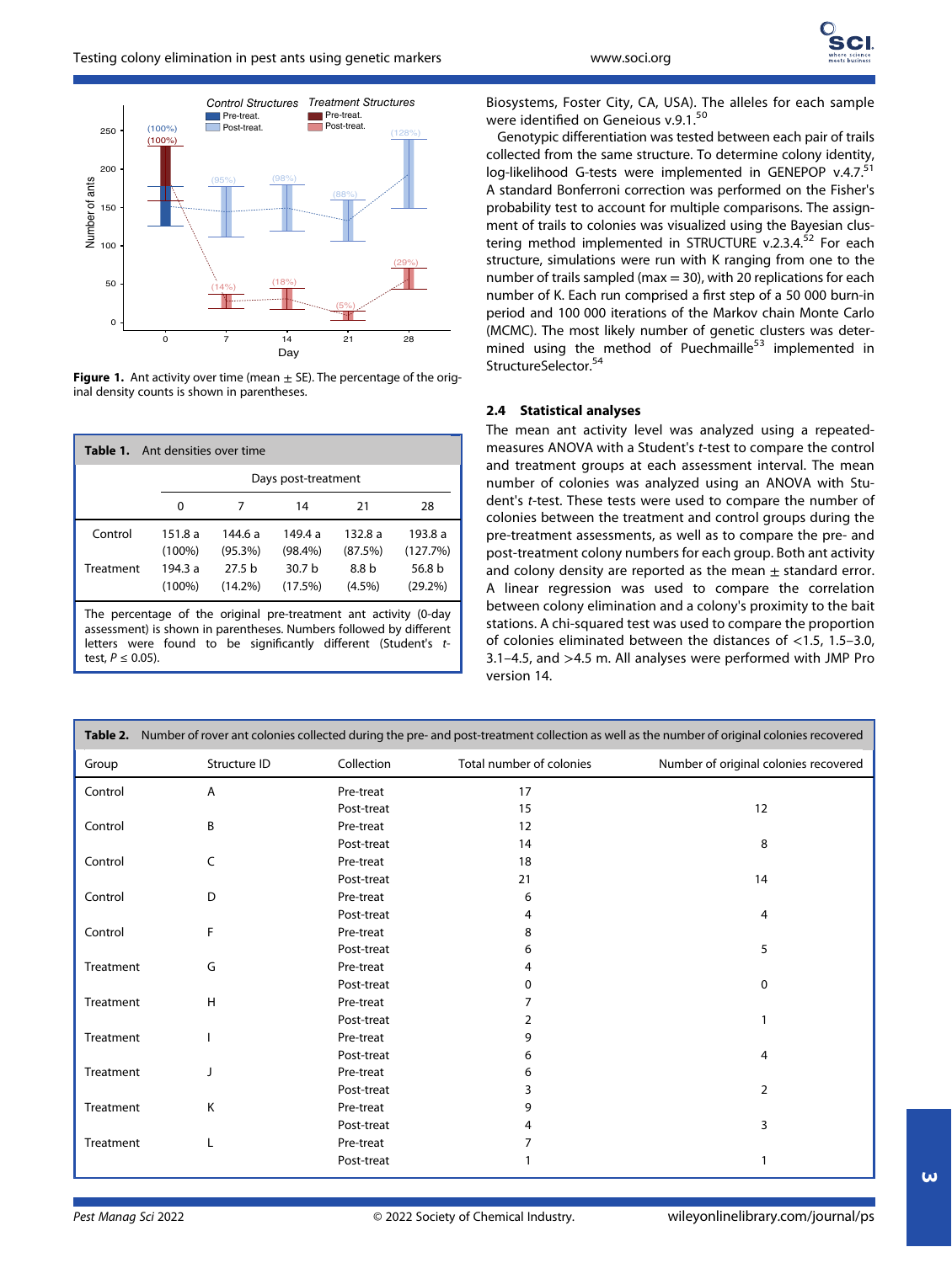Control Structures
Pre-treat.
Post-treat.
Treatment Structures
Pre-treat.
Post-treat.

Number of ants
250
200
150
100
50
0

(100%)
(100%)
(95%)
(98%)
(88%)
(128%)
(14%)
(18%)
(5%)
(29%)

0
7
14
21
28
Day

**Figure 1.** Ant activity over time (mean ± SE). The percentage of the original density counts is shown in parentheses.

**Table 1.** Ant densities over time

| | Days post-treatment | | | | |
|---|---|---|---|---|---|
| | 0 | 7 | 14 | 21 | 28 |
| Control | 151.8 a (100%) | 144.6 a (95.3%) | 149.4 a (98.4%) | 132.8 a (87.5%) | 193.8 a (127.7%) |
| Treatment | 194.3 a (100%) | 27.5 b (14.2%) | 30.7 b (17.5%) | 8.8 b (4.5%) | 56.8 b (29.2%) |

The percentage of the original pre-treatment ant activity (0-day assessment) is shown in parentheses. Numbers followed by different letters were found to be significantly different (Student's *t*-test, $P \leq 0.05$).

Biosystems, Foster City, CA, USA). The alleles for each sample were identified on Geneious v.9.1.[50]

Genotypic differentiation was tested between each pair of trails collected from the same structure. To determine colony identity, log-likelihood G-tests were implemented in GENEPOP v.4.7.[51] A standard Bonferroni correction was performed on the Fisher's probability test to account for multiple comparisons. The assignment of trails to colonies was visualized using the Bayesian clustering method implemented in STRUCTURE v.2.3.4.[52] For each structure, simulations were run with K ranging from one to the number of trails sampled (max = 30), with 20 replications for each number of K. Each run comprised a first step of a 50 000 burn-in period and 100 000 iterations of the Markov chain Monte Carlo (MCMC). The most likely number of genetic clusters was determined using the method of Puechmaille[53] implemented in StructureSelector.[54]

### 2.4 Statistical analyses

The mean ant activity level was analyzed using a repeated-measures ANOVA with a Student's *t*-test to compare the control and treatment groups at each assessment interval. The mean number of colonies was analyzed using an ANOVA with Student's *t*-test. These tests were used to compare the number of colonies between the treatment and control groups during the pre-treatment assessments, as well as to compare the pre- and post-treatment colony numbers for each group. Both ant activity and colony density are reported as the mean ± standard error. A linear regression was used to compare the correlation between colony elimination and a colony's proximity to the bait stations. A chi-squared test was used to compare the proportion of colonies eliminated between the distances of <1.5, 1.5–3.0, 3.1–4.5, and >4.5 m. All analyses were performed with JMP Pro version 14.

**Table 2.** Number of rover ant colonies collected during the pre- and post-treatment collection as well as the number of original colonies recovered

| Group | Structure ID | Collection | Total number of colonies | Number of original colonies recovered |
|---|---|---|---|---|
| Control | A | Pre-treat | 17 | |
| | | Post-treat | 15 | 12 |
| Control | B | Pre-treat | 12 | |
| | | Post-treat | 14 | 8 |
| Control | C | Pre-treat | 18 | |
| | | Post-treat | 21 | 14 |
| Control | D | Pre-treat | 6 | |
| | | Post-treat | 4 | 4 |
| Control | F | Pre-treat | 8 | |
| | | Post-treat | 6 | 5 |
| Treatment | G | Pre-treat | 4 | |
| | | Post-treat | 0 | 0 |
| Treatment | H | Pre-treat | 7 | |
| | | Post-treat | 2 | 1 |
| Treatment | I | Pre-treat | 9 | |
| | | Post-treat | 6 | 4 |
| Treatment | J | Pre-treat | 6 | |
| | | Post-treat | 3 | 2 |
| Treatment | K | Pre-treat | 9 | |
| | | Post-treat | 4 | 3 |
| Treatment | L | Pre-treat | 7 | |
| | | Post-treat | 1 | 1 |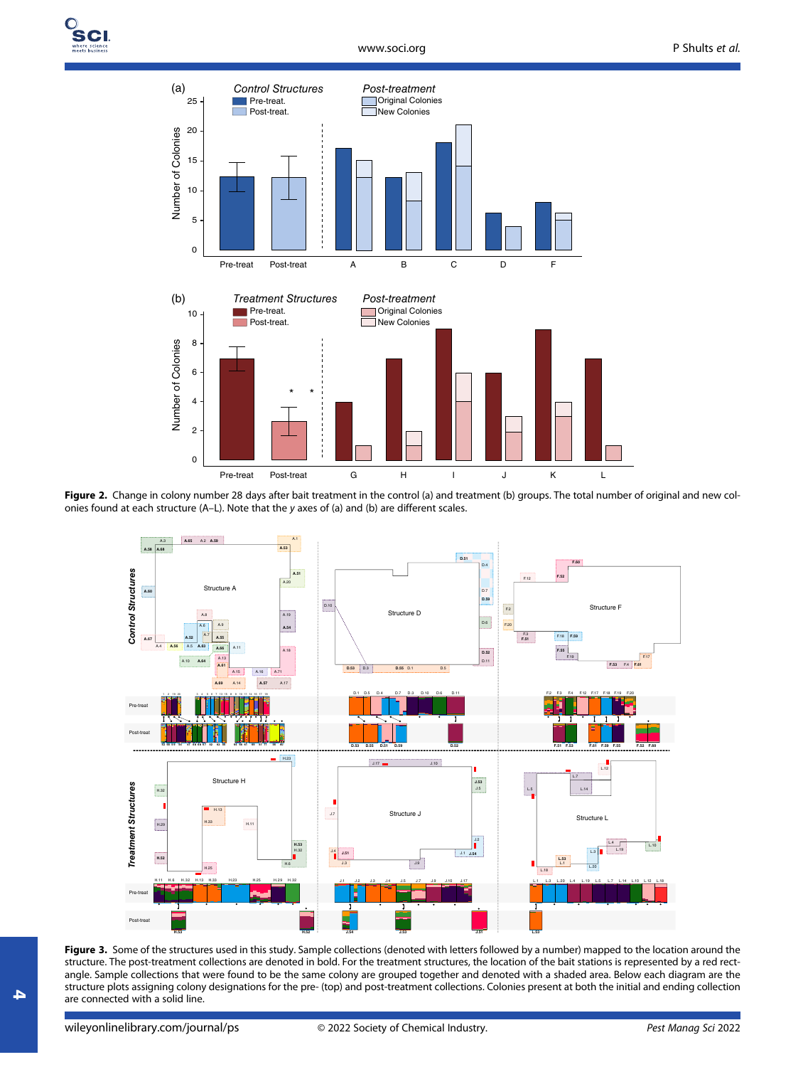(a)

Control Structures

Pre-treat.

Post-treat.

Post-treatment

Original Colonies

New Colonies

Number of Colonies

25

20

15

10

5

0

Pre-treat

Post-treat

A

B

C

D

F

(b)

Treatment Structures

Pre-treat.

Post-treat.

Post-treatment

Original Colonies

New Colonies

Number of Colonies

10

8

6

4

2

0

\*

\*

Pre-treat

Post-treat

G

H

I

J

K

L

**Figure 2.** Change in colony number 28 days after bait treatment in the control (a) and treatment (b) groups. The total number of original and new colonies found at each structure (A–L). Note that the *y* axes of (a) and (b) are different scales.

Control Structures

Structure A

Structure D

Structure F

Pre-treat

Post-treat

Treatment Structures

Structure H

Structure J

Structure L

Pre-treat

Post-treat

**Figure 3.** Some of the structures used in this study. Sample collections (denoted with letters followed by a number) mapped to the location around the structure. The post-treatment collections are denoted in bold. For the treatment structures, the location of the bait stations is represented by a red rectangle. Sample collections that were found to be the same colony are grouped together and denoted with a shaded area. Below each diagram are the structure plots assigning colony designations for the pre- (top) and post-treatment collections. Colonies present at both the initial and ending collection are connected with a solid line.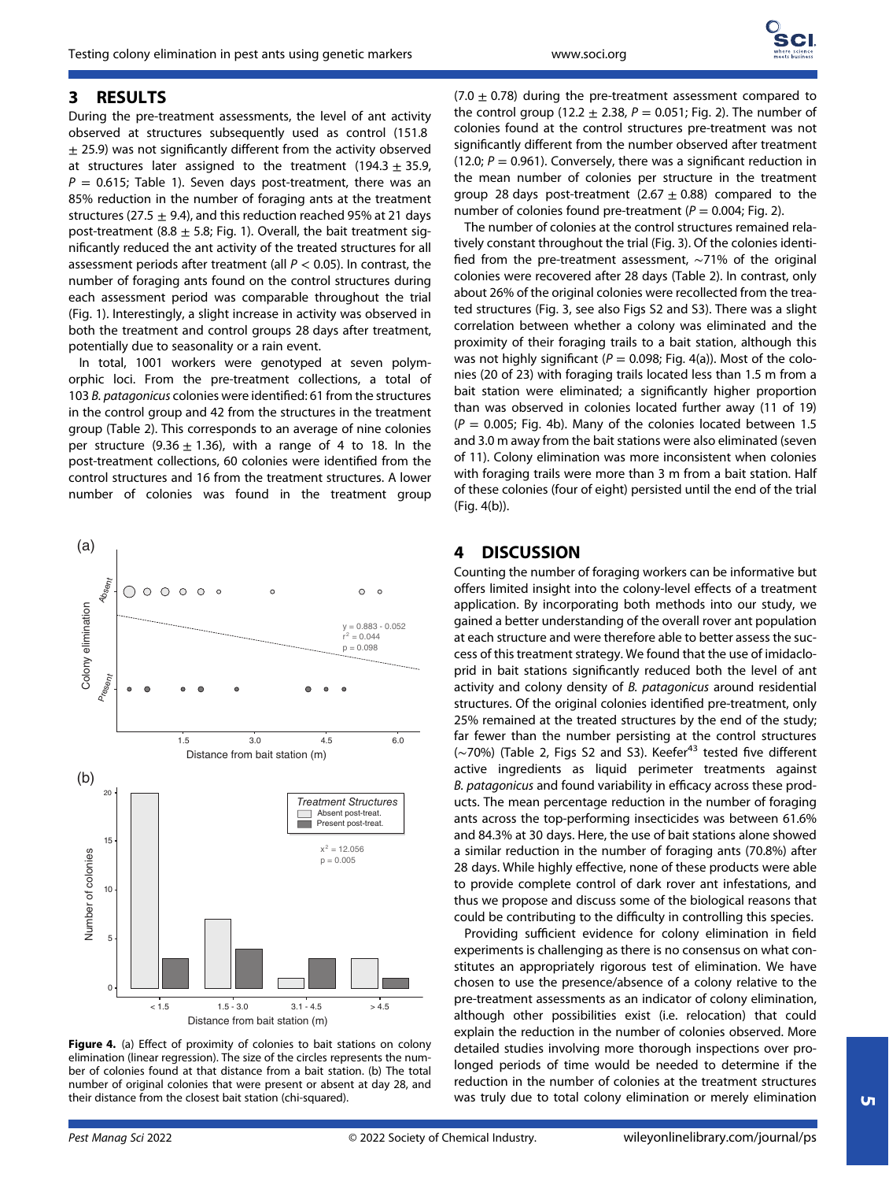## 3 RESULTS

During the pre-treatment assessments, the level of ant activity observed at structures subsequently used as control (151.8 ± 25.9) was not significantly different from the activity observed at structures later assigned to the treatment (194.3 ± 35.9, $P = 0.615$; Table 1). Seven days post-treatment, there was an 85% reduction in the number of foraging ants at the treatment structures (27.5 ± 9.4), and this reduction reached 95% at 21 days post-treatment (8.8 ± 5.8; Fig. 1). Overall, the bait treatment significantly reduced the ant activity of the treated structures for all assessment periods after treatment (all $P < 0.05$). In contrast, the number of foraging ants found on the control structures during each assessment period was comparable throughout the trial (Fig. 1). Interestingly, a slight increase in activity was observed in both the treatment and control groups 28 days after treatment, potentially due to seasonality or a rain event.

In total, 1001 workers were genotyped at seven polymorphic loci. From the pre-treatment collections, a total of 103 *B. patagonicus* colonies were identified: 61 from the structures in the control group and 42 from the structures in the treatment group (Table 2). This corresponds to an average of nine colonies per structure (9.36 ± 1.36), with a range of 4 to 18. In the post-treatment collections, 60 colonies were identified from the control structures and 16 from the treatment structures. A lower number of colonies was found in the treatment group (7.0 ± 0.78) during the pre-treatment assessment compared to the control group (12.2 ± 2.38, $P = 0.051$; Fig. 2). The number of colonies found at the control structures pre-treatment was not significantly different from the number observed after treatment (12.0; $P = 0.961$). Conversely, there was a significant reduction in the mean number of colonies per structure in the treatment group 28 days post-treatment (2.67 ± 0.88) compared to the number of colonies found pre-treatment ($P = 0.004$; Fig. 2).

The number of colonies at the control structures remained relatively constant throughout the trial (Fig. 3). Of the colonies identified from the pre-treatment assessment, ~71% of the original colonies were recovered after 28 days (Table 2). In contrast, only about 26% of the original colonies were recollected from the treated structures (Fig. 3, see also Figs S2 and S3). There was a slight correlation between whether a colony was eliminated and the proximity of their foraging trails to a bait station, although this was not highly significant ($P = 0.098$; Fig. 4(a)). Most of the colonies (20 of 23) with foraging trails located less than 1.5 m from a bait station were eliminated; a significantly higher proportion than was observed in colonies located further away (11 of 19) ($P = 0.005$; Fig. 4b). Many of the colonies located between 1.5 and 3.0 m away from the bait stations were also eliminated (seven of 11). Colony elimination was more inconsistent when colonies with foraging trails were more than 3 m from a bait station. Half of these colonies (four of eight) persisted until the end of the trial (Fig. 4(b)).

(a)
Colony elimination
Absent
Present
y = 0.883 - 0.052
$r^2$ = 0.044
p = 0.098
1.5 3.0 4.5 6.0
Distance from bait station (m)

(b)
Number of colonies
0 5 10 15 20
Treatment Structures
Absent post-treat.
Present post-treat.
$x^2$ = 12.056
p = 0.005
< 1.5 1.5 - 3.0 3.1 - 4.5 > 4.5
Distance from bait station (m)

**Figure 4.** (a) Effect of proximity of colonies to bait stations on colony elimination (linear regression). The size of the circles represents the number of colonies found at that distance from a bait station. (b) The total number of original colonies that were present or absent at day 28, and their distance from the closest bait station (chi-squared).

## 4 DISCUSSION

Counting the number of foraging workers can be informative but offers limited insight into the colony-level effects of a treatment application. By incorporating both methods into our study, we gained a better understanding of the overall rover ant population at each structure and were therefore able to better assess the success of this treatment strategy. We found that the use of imidacloprid in bait stations significantly reduced both the level of ant activity and colony density of *B. patagonicus* around residential structures. Of the original colonies identified pre-treatment, only 25% remained at the treated structures by the end of the study; far fewer than the number persisting at the control structures (~70%) (Table 2, Figs S2 and S3). Keefer[43] tested five different active ingredients as liquid perimeter treatments against *B. patagonicus* and found variability in efficacy across these products. The mean percentage reduction in the number of foraging ants across the top-performing insecticides was between 61.6% and 84.3% at 30 days. Here, the use of bait stations alone showed a similar reduction in the number of foraging ants (70.8%) after 28 days. While highly effective, none of these products were able to provide complete control of dark rover ant infestations, and thus we propose and discuss some of the biological reasons that could be contributing to the difficulty in controlling this species.

Providing sufficient evidence for colony elimination in field experiments is challenging as there is no consensus on what constitutes an appropriately rigorous test of elimination. We have chosen to use the presence/absence of a colony relative to the pre-treatment assessments as an indicator of colony elimination, although other possibilities exist (i.e. relocation) that could explain the reduction in the number of colonies observed. More detailed studies involving more thorough inspections over prolonged periods of time would be needed to determine if the reduction in the number of colonies at the treatment structures was truly due to total colony elimination or merely elimination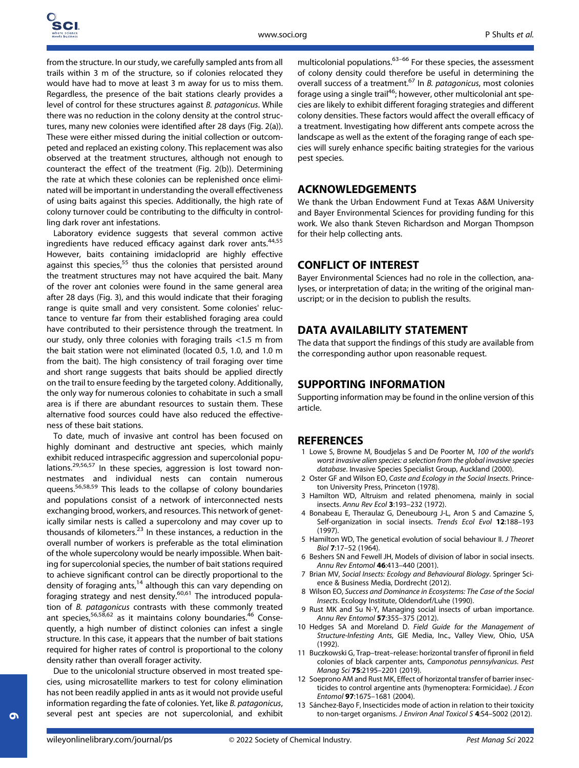from the structure. In our study, we carefully sampled ants from all trails within 3 m of the structure, so if colonies relocated they would have had to move at least 3 m away for us to miss them. Regardless, the presence of the bait stations clearly provides a level of control for these structures against *B. patagonicus*. While there was no reduction in the colony density at the control structures, many new colonies were identified after 28 days (Fig. 2(a)). These were either missed during the initial collection or outcompeted and replaced an existing colony. This replacement was also observed at the treatment structures, although not enough to counteract the effect of the treatment (Fig. 2(b)). Determining the rate at which these colonies can be replenished once eliminated will be important in understanding the overall effectiveness of using baits against this species. Additionally, the high rate of colony turnover could be contributing to the difficulty in controlling dark rover ant infestations.

Laboratory evidence suggests that several common active ingredients have reduced efficacy against dark rover ants.[44,55] However, baits containing imidacloprid are highly effective against this species,[55] thus the colonies that persisted around the treatment structures may not have acquired the bait. Many of the rover ant colonies were found in the same general area after 28 days (Fig. 3), and this would indicate that their foraging range is quite small and very consistent. Some colonies' reluctance to venture far from their established foraging area could have contributed to their persistence through the treatment. In our study, only three colonies with foraging trails <1.5 m from the bait station were not eliminated (located 0.5, 1.0, and 1.0 m from the bait). The high consistency of trail foraging over time and short range suggests that baits should be applied directly on the trail to ensure feeding by the targeted colony. Additionally, the only way for numerous colonies to cohabitate in such a small area is if there are abundant resources to sustain them. These alternative food sources could have also reduced the effectiveness of these bait stations.

To date, much of invasive ant control has been focused on highly dominant and destructive ant species, which mainly exhibit reduced intraspecific aggression and supercolonial populations.[29,56,57] In these species, aggression is lost toward nonnestmates and individual nests can contain numerous queens.[56,58,59] This leads to the collapse of colony boundaries and populations consist of a network of interconnected nests exchanging brood, workers, and resources. This network of genetically similar nests is called a supercolony and may cover up to thousands of kilometers.[23] In these instances, a reduction in the overall number of workers is preferable as the total elimination of the whole supercolony would be nearly impossible. When baiting for supercolonial species, the number of bait stations required to achieve significant control can be directly proportional to the density of foraging ants,[14] although this can vary depending on foraging strategy and nest density.[60,61] The introduced population of *B. patagonicus* contrasts with these commonly treated ant species,[56,58,62] as it maintains colony boundaries.[46] Consequently, a high number of distinct colonies can infest a single structure. In this case, it appears that the number of bait stations required for higher rates of control is proportional to the colony density rather than overall forager activity.

Due to the unicolonial structure observed in most treated species, using microsatellite markers to test for colony elimination has not been readily applied in ants as it would not provide useful information regarding the fate of colonies. Yet, like *B. patagonicus*, several pest ant species are not supercolonial, and exhibit multicolonial populations.[63–66] For these species, the assessment of colony density could therefore be useful in determining the overall success of a treatment.[67] In *B. patagonicus*, most colonies forage using a single trail[46]; however, other multicolonial ant species are likely to exhibit different foraging strategies and different colony densities. These factors would affect the overall efficacy of a treatment. Investigating how different ants compete across the landscape as well as the extent of the foraging range of each species will surely enhance specific baiting strategies for the various pest species.

## ACKNOWLEDGEMENTS

We thank the Urban Endowment Fund at Texas A&M University and Bayer Environmental Sciences for providing funding for this work. We also thank Steven Richardson and Morgan Thompson for their help collecting ants.

## CONFLICT OF INTEREST

Bayer Environmental Sciences had no role in the collection, analyses, or interpretation of data; in the writing of the original manuscript; or in the decision to publish the results.

## DATA AVAILABILITY STATEMENT

The data that support the findings of this study are available from the corresponding author upon reasonable request.

## SUPPORTING INFORMATION

Supporting information may be found in the online version of this article.

## REFERENCES

1. Lowe S, Browne M, Boudjelas S and De Poorter M, *100 of the world's worst invasive alien species: a selection from the global invasive species database*. Invasive Species Specialist Group, Auckland (2000).
2. Oster GF and Wilson EO, *Caste and Ecology in the Social Insects*. Princeton University Press, Princeton (1978).
3. Hamilton WD, Altruism and related phenomena, mainly in social insects. *Annu Rev Ecol* **3**:193–232 (1972).
4. Bonabeau E, Theraulaz G, Deneubourg J-L, Aron S and Camazine S, Self-organization in social insects. *Trends Ecol Evol* **12**:188–193 (1997).
5. Hamilton WD, The genetical evolution of social behaviour II. *J Theoret Biol* **7**:17–52 (1964).
6. Beshers SN and Fewell JH, Models of division of labor in social insects. *Annu Rev Entomol* **46**:413–440 (2001).
7. Brian MV, *Social Insects: Ecology and Behavioural Biology*. Springer Science & Business Media, Dordrecht (2012).
8. Wilson EO, *Success and Dominance in Ecosystems: The Case of the Social Insects*. Ecology Institute, Oldendorf/Luhe (1990).
9. Rust MK and Su N-Y, Managing social insects of urban importance. *Annu Rev Entomol* **57**:355–375 (2012).
10. Hedges SA and Moreland D. *Field Guide for the Management of Structure-Infesting Ants*, GIE Media, Inc., Valley View, Ohio, USA (1992).
11. Buczkowski G, Trap–treat–release: horizontal transfer of fipronil in field colonies of black carpenter ants, *Camponotus pennsylvanicus*. *Pest Manag Sci* **75**:2195–2201 (2019).
12. Soeprono AM and Rust MK, Effect of horizontal transfer of barrier insecticides to control argentine ants (hymenoptera: Formicidae). *J Econ Entomol* **97**:1675–1681 (2004).
13. Sánchez-Bayo F, Insecticides mode of action in relation to their toxicity to non-target organisms. *J Environ Anal Toxicol S* **4**:S4–S002 (2012).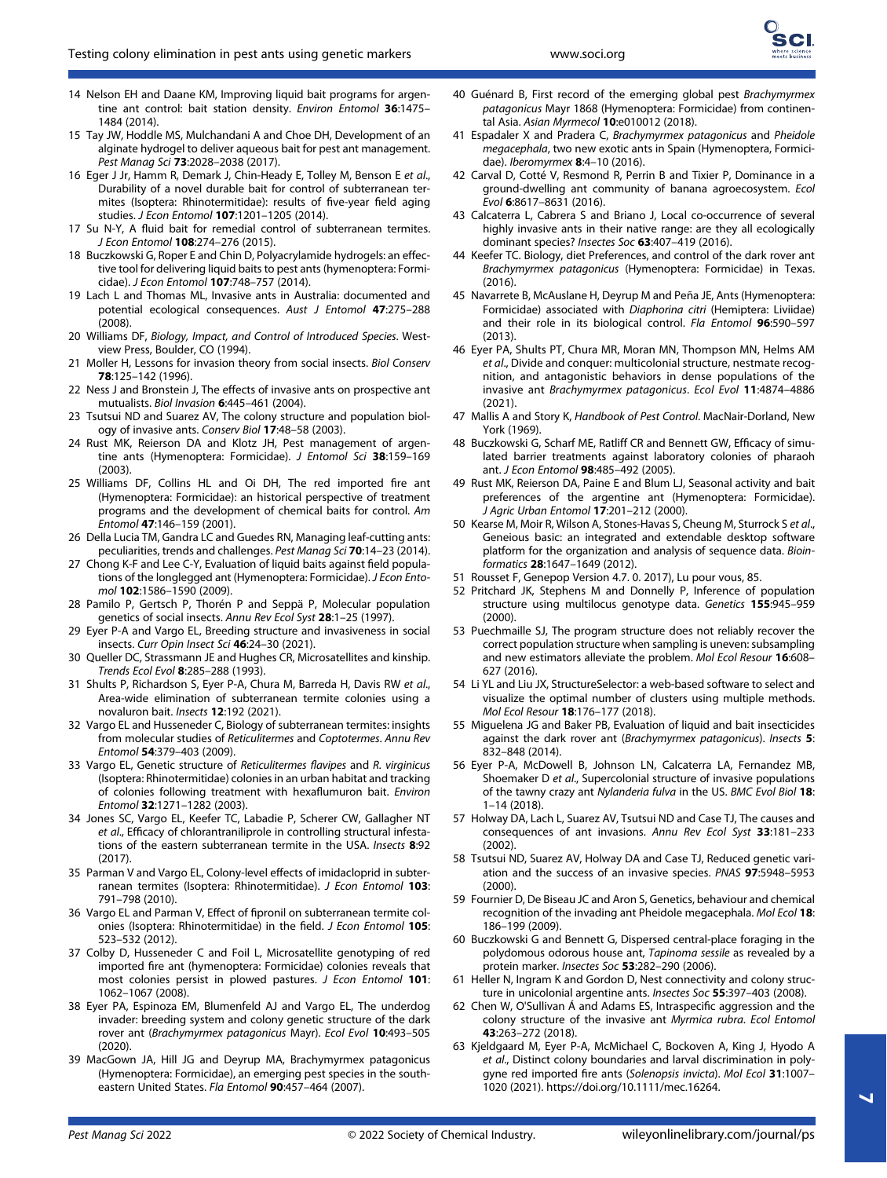14 Nelson EH and Daane KM, Improving liquid bait programs for argentine ant control: bait station density. *Environ Entomol* **36**:1475–1484 (2014).

15 Tay JW, Hoddle MS, Mulchandani A and Choe DH, Development of an alginate hydrogel to deliver aqueous bait for pest ant management. *Pest Manag Sci* **73**:2028–2038 (2017).

16 Eger J Jr, Hamm R, Demark J, Chin-Heady E, Tolley M, Benson E *et al*., Durability of a novel durable bait for control of subterranean termites (Isoptera: Rhinotermitidae): results of five-year field aging studies. *J Econ Entomol* **107**:1201–1205 (2014).

17 Su N-Y, A fluid bait for remedial control of subterranean termites. *J Econ Entomol* **108**:274–276 (2015).

18 Buczkowski G, Roper E and Chin D, Polyacrylamide hydrogels: an effective tool for delivering liquid baits to pest ants (hymenoptera: Formicidae). *J Econ Entomol* **107**:748–757 (2014).

19 Lach L and Thomas ML, Invasive ants in Australia: documented and potential ecological consequences. *Aust J Entomol* **47**:275–288 (2008).

20 Williams DF, *Biology, Impact, and Control of Introduced Species*. Westview Press, Boulder, CO (1994).

21 Moller H, Lessons for invasion theory from social insects. *Biol Conserv* **78**:125–142 (1996).

22 Ness J and Bronstein J, The effects of invasive ants on prospective ant mutualists. *Biol Invasion* **6**:445–461 (2004).

23 Tsutsui ND and Suarez AV, The colony structure and population biology of invasive ants. *Conserv Biol* **17**:48–58 (2003).

24 Rust MK, Reierson DA and Klotz JH, Pest management of argentine ants (Hymenoptera: Formicidae). *J Entomol Sci* **38**:159–169 (2003).

25 Williams DF, Collins HL and Oi DH, The red imported fire ant (Hymenoptera: Formicidae): an historical perspective of treatment programs and the development of chemical baits for control. *Am Entomol* **47**:146–159 (2001).

26 Della Lucia TM, Gandra LC and Guedes RN, Managing leaf-cutting ants: peculiarities, trends and challenges. *Pest Manag Sci* **70**:14–23 (2014).

27 Chong K-F and Lee C-Y, Evaluation of liquid baits against field populations of the longlegged ant (Hymenoptera: Formicidae). *J Econ Entomol* **102**:1586–1590 (2009).

28 Pamilo P, Gertsch P, Thorén P and Seppä P, Molecular population genetics of social insects. *Annu Rev Ecol Syst* **28**:1–25 (1997).

29 Eyer P-A and Vargo EL, Breeding structure and invasiveness in social insects. *Curr Opin Insect Sci* **46**:24–30 (2021).

30 Queller DC, Strassmann JE and Hughes CR, Microsatellites and kinship. *Trends Ecol Evol* **8**:285–288 (1993).

31 Shults P, Richardson S, Eyer P-A, Chura M, Barreda H, Davis RW *et al*., Area-wide elimination of subterranean termite colonies using a novaluron bait. *Insects* **12**:192 (2021).

32 Vargo EL and Husseneder C, Biology of subterranean termites: insights from molecular studies of *Reticulitermes* and *Coptotermes*. *Annu Rev Entomol* **54**:379–403 (2009).

33 Vargo EL, Genetic structure of *Reticulitermes flavipes* and *R. virginicus* (Isoptera: Rhinotermitidae) colonies in an urban habitat and tracking of colonies following treatment with hexaflumuron bait. *Environ Entomol* **32**:1271–1282 (2003).

34 Jones SC, Vargo EL, Keefer TC, Labadie P, Scherer CW, Gallagher NT *et al*., Efficacy of chlorantraniliprole in controlling structural infestations of the eastern subterranean termite in the USA. *Insects* **8**:92 (2017).

35 Parman V and Vargo EL, Colony-level effects of imidacloprid in subterranean termites (Isoptera: Rhinotermitidae). *J Econ Entomol* **103**: 791–798 (2010).

36 Vargo EL and Parman V, Effect of fipronil on subterranean termite colonies (Isoptera: Rhinotermitidae) in the field. *J Econ Entomol* **105**: 523–532 (2012).

37 Colby D, Husseneder C and Foil L, Microsatellite genotyping of red imported fire ant (hymenoptera: Formicidae) colonies reveals that most colonies persist in plowed pastures. *J Econ Entomol* **101**: 1062–1067 (2008).

38 Eyer PA, Espinoza EM, Blumenfeld AJ and Vargo EL, The underdog invader: breeding system and colony genetic structure of the dark rover ant (*Brachymyrmex patagonicus* Mayr). *Ecol Evol* **10**:493–505 (2020).

39 MacGown JA, Hill JG and Deyrup MA, Brachymyrmex patagonicus (Hymenoptera: Formicidae), an emerging pest species in the southeastern United States. *Fla Entomol* **90**:457–464 (2007).

40 Guénard B, First record of the emerging global pest *Brachymyrmex patagonicus* Mayr 1868 (Hymenoptera: Formicidae) from continental Asia. *Asian Myrmecol* **10**:e010012 (2018).

41 Espadaler X and Pradera C, *Brachymyrmex patagonicus* and *Pheidole megacephala*, two new exotic ants in Spain (Hymenoptera, Formicidae). *Iberomyrmex* **8**:4–10 (2016).

42 Carval D, Cotté V, Resmond R, Perrin B and Tixier P, Dominance in a ground-dwelling ant community of banana agroecosystem. *Ecol Evol* **6**:8617–8631 (2016).

43 Calcaterra L, Cabrera S and Briano J, Local co-occurrence of several highly invasive ants in their native range: are they all ecologically dominant species? *Insectes Soc* **63**:407–419 (2016).

44 Keefer TC. Biology, diet Preferences, and control of the dark rover ant *Brachymyrmex patagonicus* (Hymenoptera: Formicidae) in Texas. (2016).

45 Navarrete B, McAuslane H, Deyrup M and Peña JE, Ants (Hymenoptera: Formicidae) associated with *Diaphorina citri* (Hemiptera: Liviidae) and their role in its biological control. *Fla Entomol* **96**:590–597 (2013).

46 Eyer PA, Shults PT, Chura MR, Moran MN, Thompson MN, Helms AM *et al*., Divide and conquer: multicolonial structure, nestmate recognition, and antagonistic behaviors in dense populations of the invasive ant *Brachymyrmex patagonicus*. *Ecol Evol* **11**:4874–4886 (2021).

47 Mallis A and Story K, *Handbook of Pest Control*. MacNair-Dorland, New York (1969).

48 Buczkowski G, Scharf ME, Ratliff CR and Bennett GW, Efficacy of simulated barrier treatments against laboratory colonies of pharaoh ant. *J Econ Entomol* **98**:485–492 (2005).

49 Rust MK, Reierson DA, Paine E and Blum LJ, Seasonal activity and bait preferences of the argentine ant (Hymenoptera: Formicidae). *J Agric Urban Entomol* **17**:201–212 (2000).

50 Kearse M, Moir R, Wilson A, Stones-Havas S, Cheung M, Sturrock S *et al*., Geneious basic: an integrated and extendable desktop software platform for the organization and analysis of sequence data. *Bioinformatics* **28**:1647–1649 (2012).

51 Rousset F, Genepop Version 4.7. 0. 2017), Lu pour vous, 85.

52 Pritchard JK, Stephens M and Donnelly P, Inference of population structure using multilocus genotype data. *Genetics* **155**:945–959 (2000).

53 Puechmaille SJ, The program structure does not reliably recover the correct population structure when sampling is uneven: subsampling and new estimators alleviate the problem. *Mol Ecol Resour* **16**:608–627 (2016).

54 Li YL and Liu JX, StructureSelector: a web-based software to select and visualize the optimal number of clusters using multiple methods. *Mol Ecol Resour* **18**:176–177 (2018).

55 Miguelena JG and Baker PB, Evaluation of liquid and bait insecticides against the dark rover ant (*Brachymyrmex patagonicus*). *Insects* **5**: 832–848 (2014).

56 Eyer P-A, McDowell B, Johnson LN, Calcaterra LA, Fernandez MB, Shoemaker D *et al*., Supercolonial structure of invasive populations of the tawny crazy ant *Nylanderia fulva* in the US. *BMC Evol Biol* **18**: 1–14 (2018).

57 Holway DA, Lach L, Suarez AV, Tsutsui ND and Case TJ, The causes and consequences of ant invasions. *Annu Rev Ecol Syst* **33**:181–233 (2002).

58 Tsutsui ND, Suarez AV, Holway DA and Case TJ, Reduced genetic variation and the success of an invasive species. *PNAS* **97**:5948–5953 (2000).

59 Fournier D, De Biseau JC and Aron S, Genetics, behaviour and chemical recognition of the invading ant Pheidole megacephala. *Mol Ecol* **18**: 186–199 (2009).

60 Buczkowski G and Bennett G, Dispersed central-place foraging in the polydomous odorous house ant, *Tapinoma sessile* as revealed by a protein marker. *Insectes Soc* **53**:282–290 (2006).

61 Heller N, Ingram K and Gordon D, Nest connectivity and colony structure in unicolonial argentine ants. *Insectes Soc* **55**:397–403 (2008).

62 Chen W, O'Sullivan Á and Adams ES, Intraspecific aggression and the colony structure of the invasive ant *Myrmica rubra*. *Ecol Entomol* **43**:263–272 (2018).

63 Kjeldgaard M, Eyer P-A, McMichael C, Bockoven A, King J, Hyodo A *et al*., Distinct colony boundaries and larval discrimination in polygyne red imported fire ants (*Solenopsis invicta*). *Mol Ecol* **31**:1007–1020 (2021). https://doi.org/10.1111/mec.16264.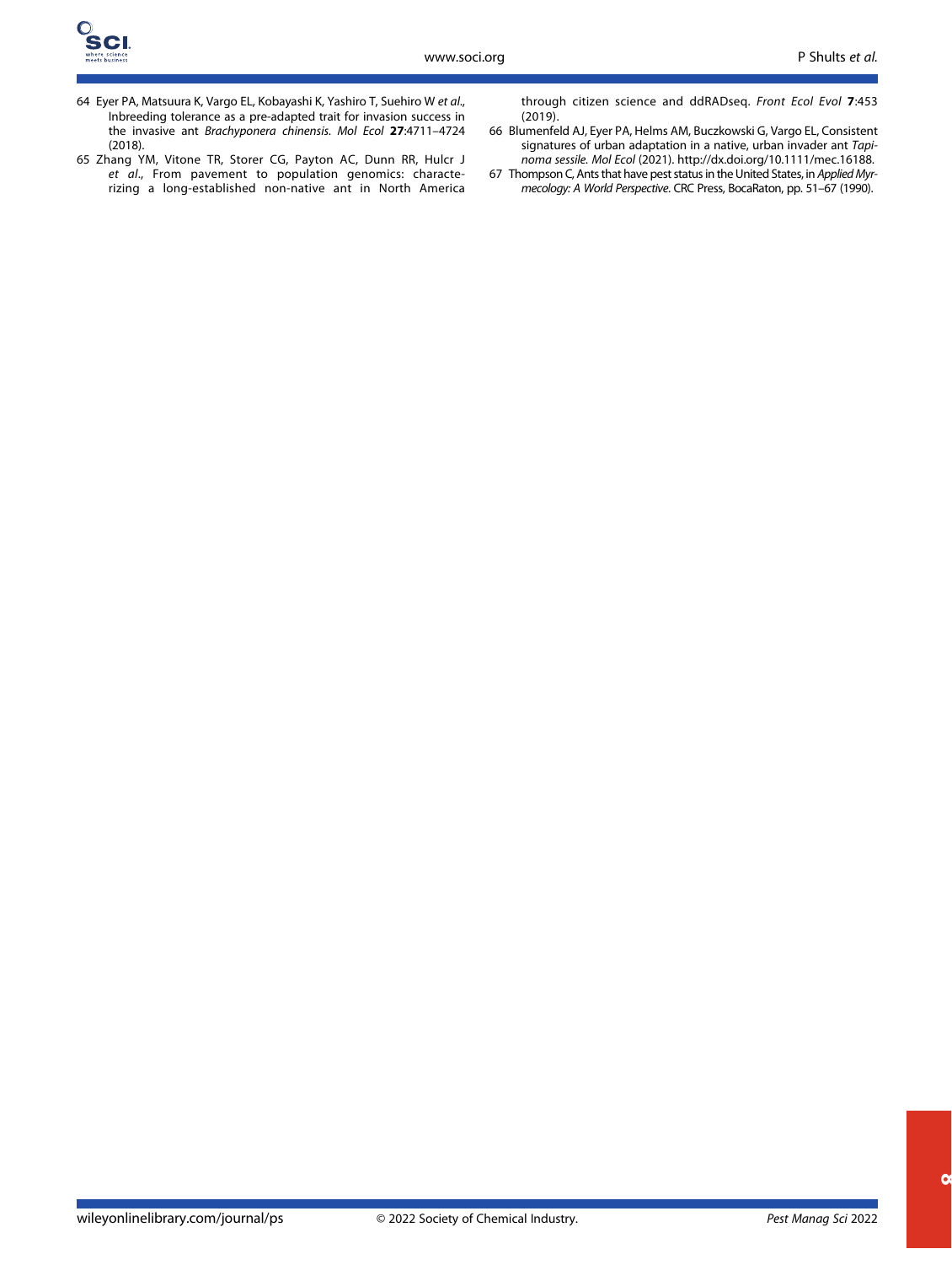64 Eyer PA, Matsuura K, Vargo EL, Kobayashi K, Yashiro T, Suehiro W *et al*., Inbreeding tolerance as a pre-adapted trait for invasion success in the invasive ant *Brachyponera chinensis*. *Mol Ecol* **27**:4711–4724 (2018).

65 Zhang YM, Vitone TR, Storer CG, Payton AC, Dunn RR, Hulcr J *et al*., From pavement to population genomics: characterizing a long-established non-native ant in North America through citizen science and ddRADseq. *Front Ecol Evol* **7**:453 (2019).

66 Blumenfeld AJ, Eyer PA, Helms AM, Buczkowski G, Vargo EL, Consistent signatures of urban adaptation in a native, urban invader ant *Tapinoma sessile*. *Mol Ecol* (2021). http://dx.doi.org/10.1111/mec.16188.

67 Thompson C, Ants that have pest status in the United States, in *Applied Myrmecology: A World Perspective*. CRC Press, BocaRaton, pp. 51–67 (1990).